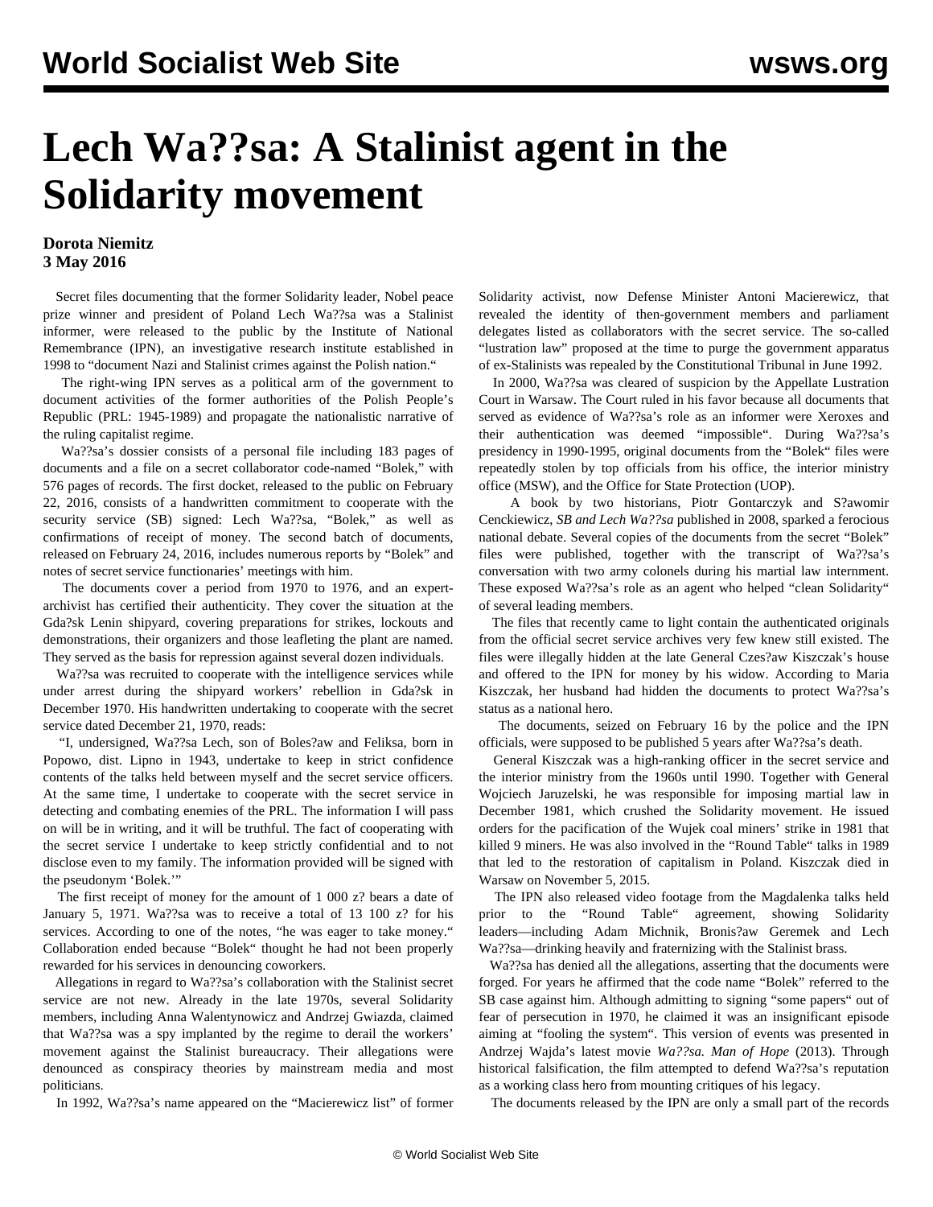# Lech Wa??sa: A Stalinist agent in the Solidarity movement

**Dorota Niemitz**
**3 May 2016**

Secret files documenting that the former Solidarity leader, Nobel peace prize winner and president of Poland Lech Wa??sa was a Stalinist informer, were released to the public by the Institute of National Remembrance (IPN), an investigative research institute established in 1998 to "document Nazi and Stalinist crimes against the Polish nation."

The right-wing IPN serves as a political arm of the government to document activities of the former authorities of the Polish People's Republic (PRL: 1945-1989) and propagate the nationalistic narrative of the ruling capitalist regime.

Wa??sa's dossier consists of a personal file including 183 pages of documents and a file on a secret collaborator code-named "Bolek," with 576 pages of records. The first docket, released to the public on February 22, 2016, consists of a handwritten commitment to cooperate with the security service (SB) signed: Lech Wa??sa, "Bolek," as well as confirmations of receipt of money. The second batch of documents, released on February 24, 2016, includes numerous reports by "Bolek" and notes of secret service functionaries' meetings with him.

The documents cover a period from 1970 to 1976, and an expert-archivist has certified their authenticity. They cover the situation at the Gda?sk Lenin shipyard, covering preparations for strikes, lockouts and demonstrations, their organizers and those leafleting the plant are named. They served as the basis for repression against several dozen individuals.

Wa??sa was recruited to cooperate with the intelligence services while under arrest during the shipyard workers' rebellion in Gda?sk in December 1970. His handwritten undertaking to cooperate with the secret service dated December 21, 1970, reads:

"I, undersigned, Wa??sa Lech, son of Boles?aw and Feliksa, born in Popowo, dist. Lipno in 1943, undertake to keep in strict confidence contents of the talks held between myself and the secret service officers. At the same time, I undertake to cooperate with the secret service in detecting and combating enemies of the PRL. The information I will pass on will be in writing, and it will be truthful. The fact of cooperating with the secret service I undertake to keep strictly confidential and to not disclose even to my family. The information provided will be signed with the pseudonym 'Bolek.'"

The first receipt of money for the amount of 1 000 z? bears a date of January 5, 1971. Wa??sa was to receive a total of 13 100 z? for his services. According to one of the notes, "he was eager to take money." Collaboration ended because "Bolek" thought he had not been properly rewarded for his services in denouncing coworkers.

Allegations in regard to Wa??sa's collaboration with the Stalinist secret service are not new. Already in the late 1970s, several Solidarity members, including Anna Walentynowicz and Andrzej Gwiazda, claimed that Wa??sa was a spy implanted by the regime to derail the workers' movement against the Stalinist bureaucracy. Their allegations were denounced as conspiracy theories by mainstream media and most politicians.

In 1992, Wa??sa's name appeared on the "Macierewicz list" of former Solidarity activist, now Defense Minister Antoni Macierewicz, that revealed the identity of then-government members and parliament delegates listed as collaborators with the secret service. The so-called "lustration law" proposed at the time to purge the government apparatus of ex-Stalinists was repealed by the Constitutional Tribunal in June 1992.

In 2000, Wa??sa was cleared of suspicion by the Appellate Lustration Court in Warsaw. The Court ruled in his favor because all documents that served as evidence of Wa??sa's role as an informer were Xeroxes and their authentication was deemed "impossible". During Wa??sa's presidency in 1990-1995, original documents from the "Bolek" files were repeatedly stolen by top officials from his office, the interior ministry office (MSW), and the Office for State Protection (UOP).

A book by two historians, Piotr Gontarczyk and S?awomir Cenckiewicz, *SB and Lech Wa??sa* published in 2008, sparked a ferocious national debate. Several copies of the documents from the secret "Bolek" files were published, together with the transcript of Wa??sa's conversation with two army colonels during his martial law internment. These exposed Wa??sa's role as an agent who helped "clean Solidarity" of several leading members.

The files that recently came to light contain the authenticated originals from the official secret service archives very few knew still existed. The files were illegally hidden at the late General Czes?aw Kiszczak's house and offered to the IPN for money by his widow. According to Maria Kiszczak, her husband had hidden the documents to protect Wa??sa's status as a national hero.

The documents, seized on February 16 by the police and the IPN officials, were supposed to be published 5 years after Wa??sa's death.

General Kiszczak was a high-ranking officer in the secret service and the interior ministry from the 1960s until 1990. Together with General Wojciech Jaruzelski, he was responsible for imposing martial law in December 1981, which crushed the Solidarity movement. He issued orders for the pacification of the Wujek coal miners' strike in 1981 that killed 9 miners. He was also involved in the "Round Table" talks in 1989 that led to the restoration of capitalism in Poland. Kiszczak died in Warsaw on November 5, 2015.

The IPN also released video footage from the Magdalenka talks held prior to the "Round Table" agreement, showing Solidarity leaders—including Adam Michnik, Bronis?aw Geremek and Lech Wa??sa—drinking heavily and fraternizing with the Stalinist brass.

Wa??sa has denied all the allegations, asserting that the documents were forged. For years he affirmed that the code name "Bolek" referred to the SB case against him. Although admitting to signing "some papers" out of fear of persecution in 1970, he claimed it was an insignificant episode aiming at "fooling the system". This version of events was presented in Andrzej Wajda's latest movie *Wa??sa. Man of Hope* (2013). Through historical falsification, the film attempted to defend Wa??sa's reputation as a working class hero from mounting critiques of his legacy.

The documents released by the IPN are only a small part of the records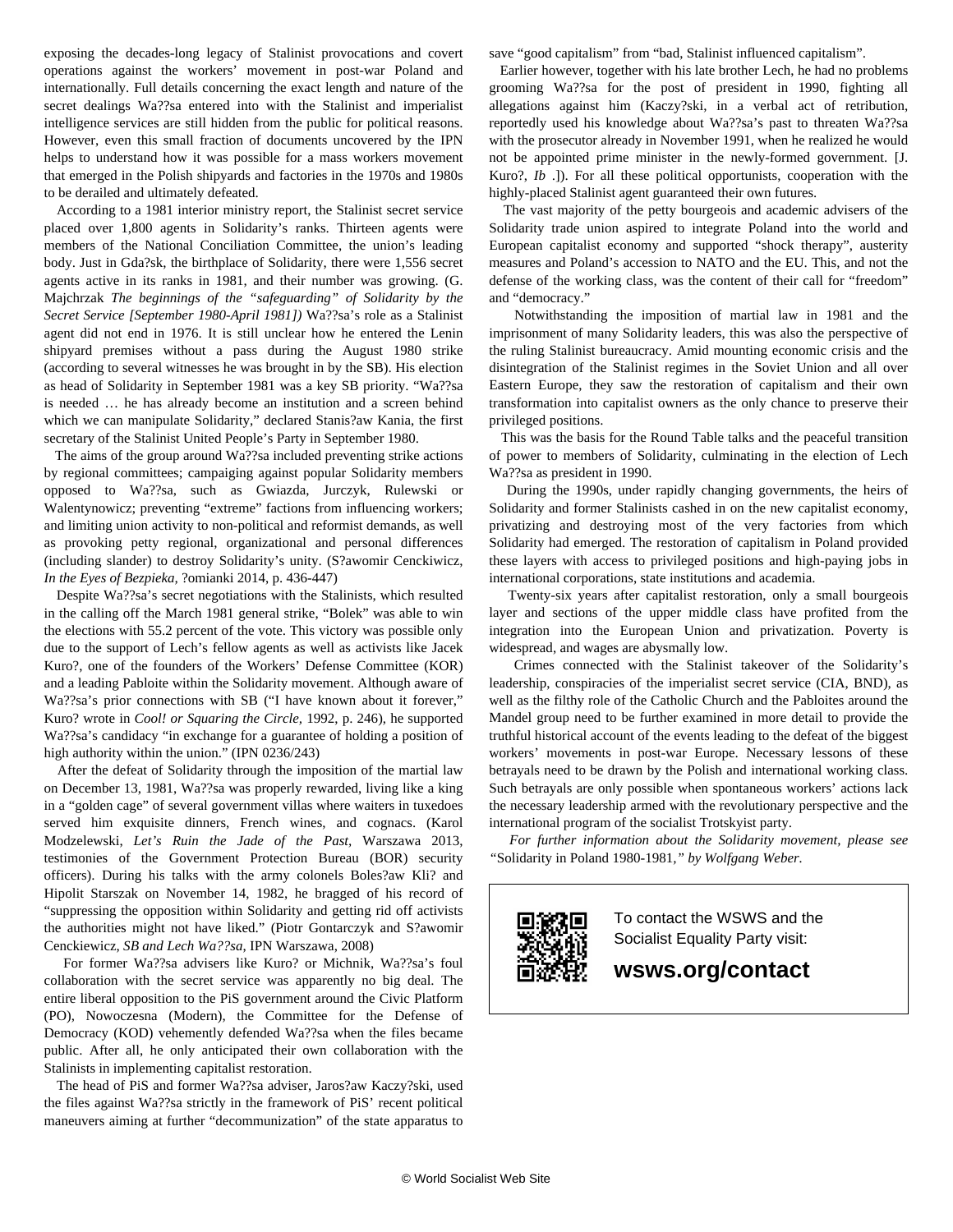exposing the decades-long legacy of Stalinist provocations and covert operations against the workers' movement in post-war Poland and internationally. Full details concerning the exact length and nature of the secret dealings Wa??sa entered into with the Stalinist and imperialist intelligence services are still hidden from the public for political reasons. However, even this small fraction of documents uncovered by the IPN helps to understand how it was possible for a mass workers movement that emerged in the Polish shipyards and factories in the 1970s and 1980s to be derailed and ultimately defeated.

According to a 1981 interior ministry report, the Stalinist secret service placed over 1,800 agents in Solidarity's ranks. Thirteen agents were members of the National Conciliation Committee, the union's leading body. Just in Gda?sk, the birthplace of Solidarity, there were 1,556 secret agents active in its ranks in 1981, and their number was growing. (G. Majchrzak *The beginnings of the "safeguarding" of Solidarity by the Secret Service [September 1980-April 1981])* Wa??sa's role as a Stalinist agent did not end in 1976. It is still unclear how he entered the Lenin shipyard premises without a pass during the August 1980 strike (according to several witnesses he was brought in by the SB). His election as head of Solidarity in September 1981 was a key SB priority. "Wa??sa is needed … he has already become an institution and a screen behind which we can manipulate Solidarity," declared Stanis?aw Kania, the first secretary of the Stalinist United People's Party in September 1980.

The aims of the group around Wa??sa included preventing strike actions by regional committees; campaigning against popular Solidarity members opposed to Wa??sa, such as Gwiazda, Jurczyk, Rulewski or Walentynowicz; preventing "extreme" factions from influencing workers; and limiting union activity to non-political and reformist demands, as well as provoking petty regional, organizational and personal differences (including slander) to destroy Solidarity's unity. (S?awomir Cenckiwicz, *In the Eyes of Bezpieka,* ?omianki 2014, p. 436-447)

Despite Wa??sa's secret negotiations with the Stalinists, which resulted in the calling off the March 1981 general strike, "Bolek" was able to win the elections with 55.2 percent of the vote. This victory was possible only due to the support of Lech's fellow agents as well as activists like Jacek Kuro?, one of the founders of the Workers' Defense Committee (KOR) and a leading Pabloite within the Solidarity movement. Although aware of Wa??sa's prior connections with SB ("I have known about it forever," Kuro? wrote in *Cool! or Squaring the Circle,* 1992, p. 246), he supported Wa??sa's candidacy "in exchange for a guarantee of holding a position of high authority within the union." (IPN 0236/243)

After the defeat of Solidarity through the imposition of the martial law on December 13, 1981, Wa??sa was properly rewarded, living like a king in a "golden cage" of several government villas where waiters in tuxedoes served him exquisite dinners, French wines, and cognacs. (Karol Modzelewski, *Let's Ruin the Jade of the Past*, Warszawa 2013, testimonies of the Government Protection Bureau (BOR) security officers). During his talks with the army colonels Boles?aw Kli? and Hipolit Starszak on November 14, 1982, he bragged of his record of "suppressing the opposition within Solidarity and getting rid off activists the authorities might not have liked." (Piotr Gontarczyk and S?awomir Cenckiewicz, *SB and Lech Wa??sa*, IPN Warszawa, 2008)

For former Wa??sa advisers like Kuro? or Michnik, Wa??sa's foul collaboration with the secret service was apparently no big deal. The entire liberal opposition to the PiS government around the Civic Platform (PO), Nowoczesna (Modern), the Committee for the Defense of Democracy (KOD) vehemently defended Wa??sa when the files became public. After all, he only anticipated their own collaboration with the Stalinists in implementing capitalist restoration.

The head of PiS and former Wa??sa adviser, Jaros?aw Kaczy?ski, used the files against Wa??sa strictly in the framework of PiS' recent political maneuvers aiming at further "decommunization" of the state apparatus to save "good capitalism" from "bad, Stalinist influenced capitalism".

Earlier however, together with his late brother Lech, he had no problems grooming Wa??sa for the post of president in 1990, fighting all allegations against him (Kaczy?ski, in a verbal act of retribution, reportedly used his knowledge about Wa??sa's past to threaten Wa??sa with the prosecutor already in November 1991, when he realized he would not be appointed prime minister in the newly-formed government. [J. Kuro?, *Ib* .]). For all these political opportunists, cooperation with the highly-placed Stalinist agent guaranteed their own futures.

The vast majority of the petty bourgeois and academic advisers of the Solidarity trade union aspired to integrate Poland into the world and European capitalist economy and supported "shock therapy", austerity measures and Poland's accession to NATO and the EU. This, and not the defense of the working class, was the content of their call for "freedom" and "democracy."

Notwithstanding the imposition of martial law in 1981 and the imprisonment of many Solidarity leaders, this was also the perspective of the ruling Stalinist bureaucracy. Amid mounting economic crisis and the disintegration of the Stalinist regimes in the Soviet Union and all over Eastern Europe, they saw the restoration of capitalism and their own transformation into capitalist owners as the only chance to preserve their privileged positions.

This was the basis for the Round Table talks and the peaceful transition of power to members of Solidarity, culminating in the election of Lech Wa??sa as president in 1990.

During the 1990s, under rapidly changing governments, the heirs of Solidarity and former Stalinists cashed in on the new capitalist economy, privatizing and destroying most of the very factories from which Solidarity had emerged. The restoration of capitalism in Poland provided these layers with access to privileged positions and high-paying jobs in international corporations, state institutions and academia.

Twenty-six years after capitalist restoration, only a small bourgeois layer and sections of the upper middle class have profited from the integration into the European Union and privatization. Poverty is widespread, and wages are abysmally low.

Crimes connected with the Stalinist takeover of the Solidarity's leadership, conspiracies of the imperialist secret service (CIA, BND), as well as the filthy role of the Catholic Church and the Pabloites around the Mandel group need to be further examined in more detail to provide the truthful historical account of the events leading to the defeat of the biggest workers' movements in post-war Europe. Necessary lessons of these betrayals need to be drawn by the Polish and international working class. Such betrayals are only possible when spontaneous workers' actions lack the necessary leadership armed with the revolutionary perspective and the international program of the socialist Trotskyist party.

*For further information about the Solidarity movement, please see "*Solidarity in Poland 1980-1981,*" by Wolfgang Weber.*

To contact the WSWS and the Socialist Equality Party visit:

**wsws.org/contact**